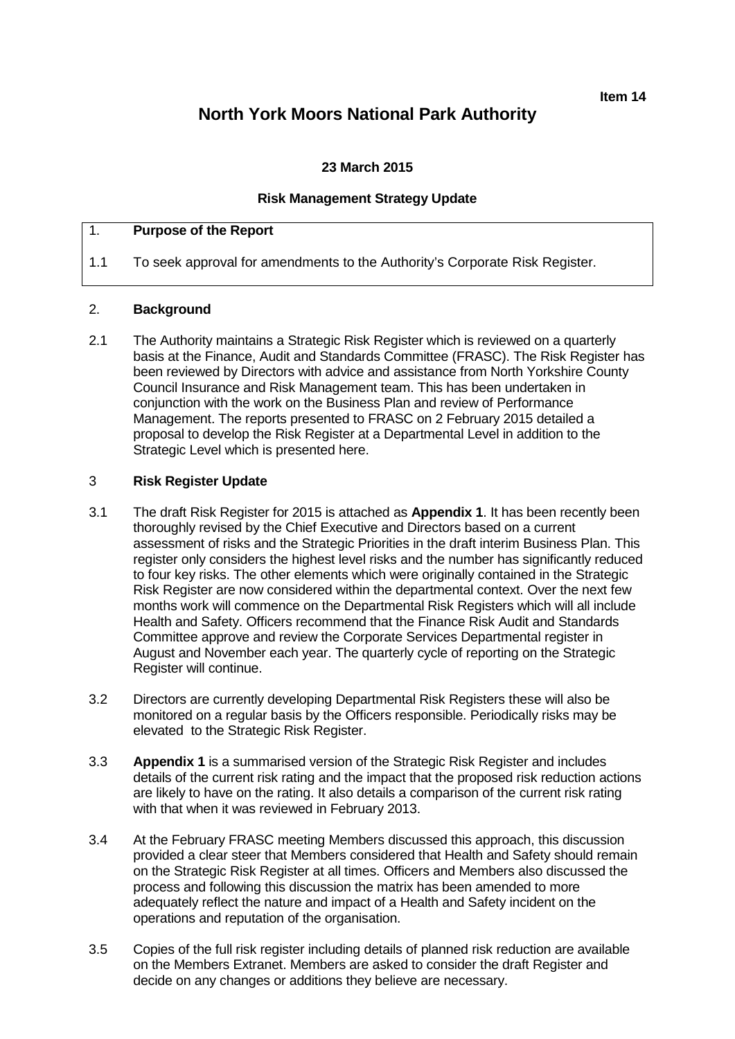**Item 14**

# North York Moors National Park Authority

**23 March 2015**

**Risk Management Strategy Update**

## 1. Purpose of the Report

1.1 To seek approval for amendments to the Authority's Corporate Risk Register.

## 2. Background

2.1 The Authority maintains a Strategic Risk Register which is reviewed on a quarterly basis at the Finance, Audit and Standards Committee (FRASC). The Risk Register has been reviewed by Directors with advice and assistance from North Yorkshire County Council Insurance and Risk Management team. This has been undertaken in conjunction with the work on the Business Plan and review of Performance Management. The reports presented to FRASC on 2 February 2015 detailed a proposal to develop the Risk Register at a Departmental Level in addition to the Strategic Level which is presented here.

## 3 Risk Register Update

3.1 The draft Risk Register for 2015 is attached as **Appendix 1**. It has been recently been thoroughly revised by the Chief Executive and Directors based on a current assessment of risks and the Strategic Priorities in the draft interim Business Plan. This register only considers the highest level risks and the number has significantly reduced to four key risks. The other elements which were originally contained in the Strategic Risk Register are now considered within the departmental context. Over the next few months work will commence on the Departmental Risk Registers which will all include Health and Safety. Officers recommend that the Finance Risk Audit and Standards Committee approve and review the Corporate Services Departmental register in August and November each year. The quarterly cycle of reporting on the Strategic Register will continue.

3.2 Directors are currently developing Departmental Risk Registers these will also be monitored on a regular basis by the Officers responsible. Periodically risks may be elevated to the Strategic Risk Register.

3.3 **Appendix 1** is a summarised version of the Strategic Risk Register and includes details of the current risk rating and the impact that the proposed risk reduction actions are likely to have on the rating. It also details a comparison of the current risk rating with that when it was reviewed in February 2013.

3.4 At the February FRASC meeting Members discussed this approach, this discussion provided a clear steer that Members considered that Health and Safety should remain on the Strategic Risk Register at all times. Officers and Members also discussed the process and following this discussion the matrix has been amended to more adequately reflect the nature and impact of a Health and Safety incident on the operations and reputation of the organisation.

3.5 Copies of the full risk register including details of planned risk reduction are available on the Members Extranet. Members are asked to consider the draft Register and decide on any changes or additions they believe are necessary.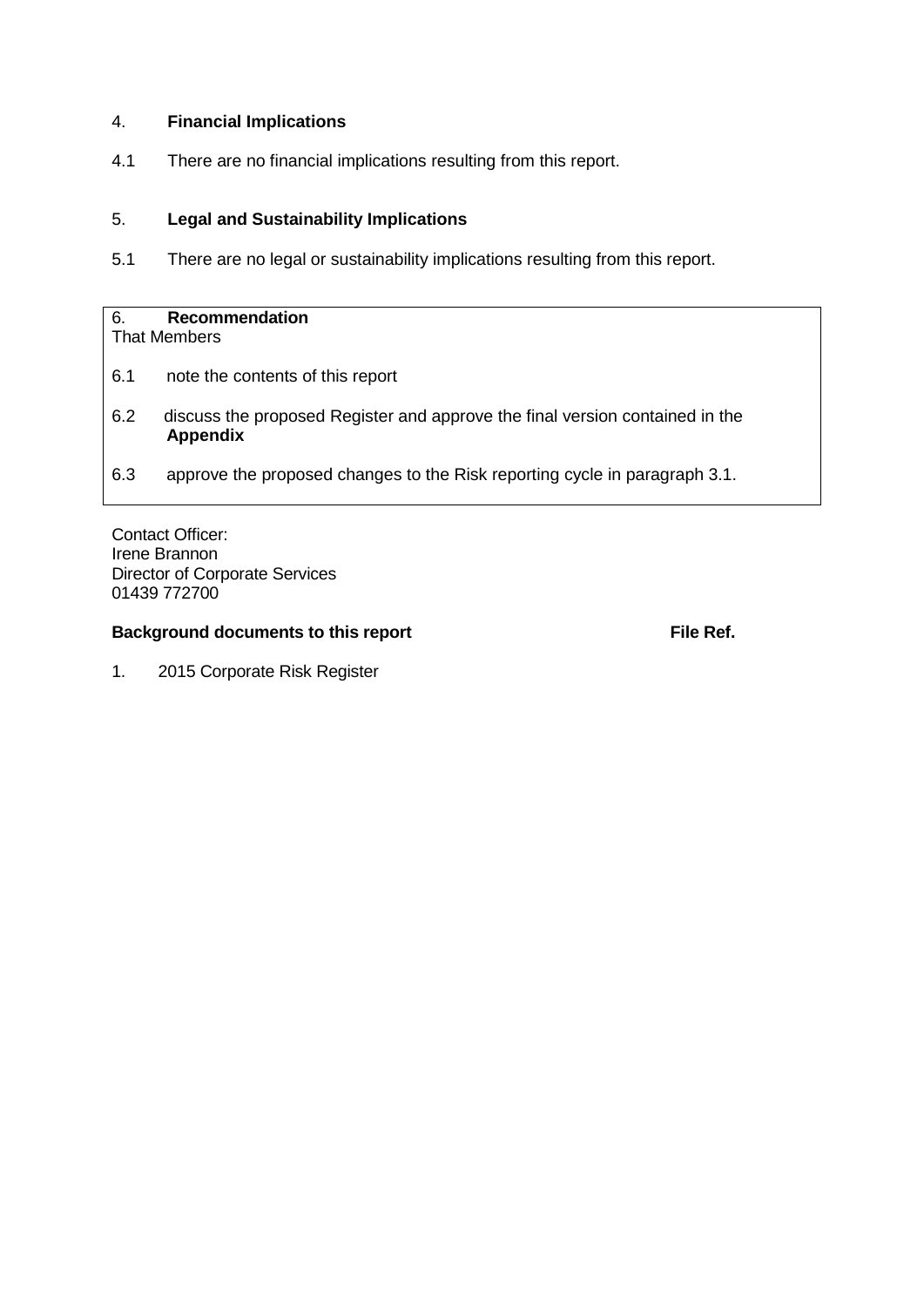## 4. **Financial Implications**

4.1 There are no financial implications resulting from this report.

## 5. **Legal and Sustainability Implications**

5.1 There are no legal or sustainability implications resulting from this report.

## 6. **Recommendation**

That Members

6.1 note the contents of this report

6.2 discuss the proposed Register and approve the final version contained in the **Appendix**

6.3 approve the proposed changes to the Risk reporting cycle in paragraph 3.1.

Contact Officer:
Irene Brannon
Director of Corporate Services
01439 772700

| **Background documents to this report** | **File Ref.** |
|---|---|
| 1. 2015 Corporate Risk Register | |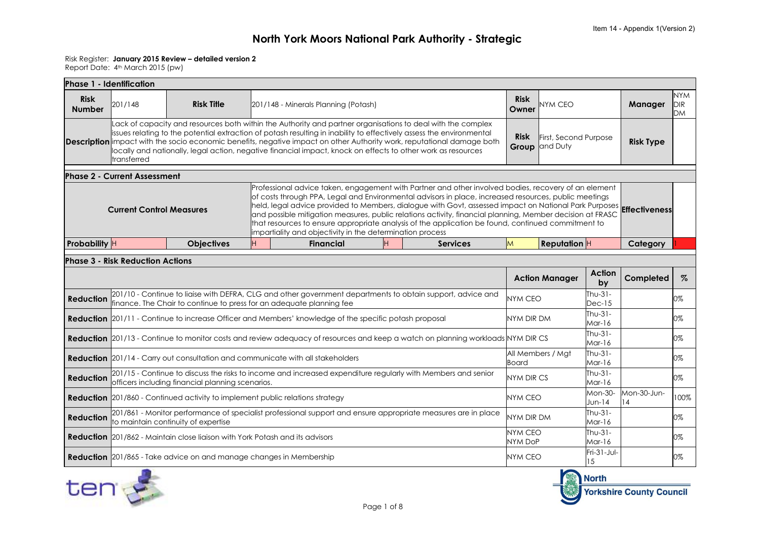Item 14 - Appendix 1(Version 2)

# North York Moors National Park Authority - Strategic

Risk Register: **January 2015 Review – detailed version 2**
Report Date: 4th March 2015 (pw)

## Phase 1 - Identification

| | | | | | | | |
|---|---|---|---|---|---|---|---|
| **Risk Number** | 201/148 | **Risk Title** | 201/148 - Minerals Planning (Potash) | **Risk Owner** | NYM CEO | **Manager** | NYM DIR DM |
| **Description** | Lack of capacity and resources both within the Authority and partner organisations to deal with the complex issues relating to the potential extraction of potash resulting in inability to effectively assess the environmental impact with the socio economic benefits, negative impact on other Authority work, reputational damage both locally and nationally, legal action, negative financial impact, knock on effects to other work as resources transferred | | | **Risk Group** | First, Second Purpose and Duty | **Risk Type** | |

## Phase 2 - Current Assessment

| | | | | | | | | | |
|---|---|---|---|---|---|---|---|---|---|
| **Current Control Measures** | Professional advice taken, engagement with Partner and other involved bodies, recovery of an element of costs through PPA, Legal and Environmental advisors in place, increased resources, public meetings held, legal advice provided to Members, dialogue with Govt, assessed impact on National Park Purposes and possible mitigation measures, public relations activity, financial planning, Member decision at FRASC that resources to ensure appropriate analysis of the application be found, continued commitment to impartiality and objectivity in the determination process | | | | | | | **Effectiveness** | |
| **Probability** | H | **Objectives** | H | **Financial** | H | **Services** | M | **Reputation** H | **Category** 1 |

## Phase 3 - Risk Reduction Actions

| | | Action Manager | Action by | Completed | % |
|---|---|---|---|---|---|
| **Reduction** | 201/10 - Continue to liaise with DEFRA, CLG and other government departments to obtain support, advice and finance. The Chair to continue to press for an adequate planning fee | NYM CEO | Thu-31-Dec-15 | | 0% |
| **Reduction** | 201/11 - Continue to increase Officer and Members' knowledge of the specific potash proposal | NYM DIR DM | Thu-31-Mar-16 | | 0% |
| **Reduction** | 201/13 - Continue to monitor costs and review adequacy of resources and keep a watch on planning workloads | NYM DIR CS | Thu-31-Mar-16 | | 0% |
| **Reduction** | 201/14 - Carry out consultation and communicate with all stakeholders | All Members / Mgt Board | Thu-31-Mar-16 | | 0% |
| **Reduction** | 201/15 - Continue to discuss the risks to income and increased expenditure regularly with Members and senior officers including financial planning scenarios. | NYM DIR CS | Thu-31-Mar-16 | | 0% |
| **Reduction** | 201/860 - Continued activity to implement public relations strategy | NYM CEO | Mon-30-Jun-14 | Mon-30-Jun-14 | 100% |
| **Reduction** | 201/861 - Monitor performance of specialist professional support and ensure appropriate measures are in place to maintain continuity of expertise | NYM DIR DM | Thu-31-Mar-16 | | 0% |
| **Reduction** | 201/862 - Maintain close liaison with York Potash and its advisors | NYM CEO NYM DoP | Thu-31-Mar-16 | | 0% |
| **Reduction** | 201/865 - Take advice on and manage changes in Membership | NYM CEO | Fri-31-Jul-15 | | 0% |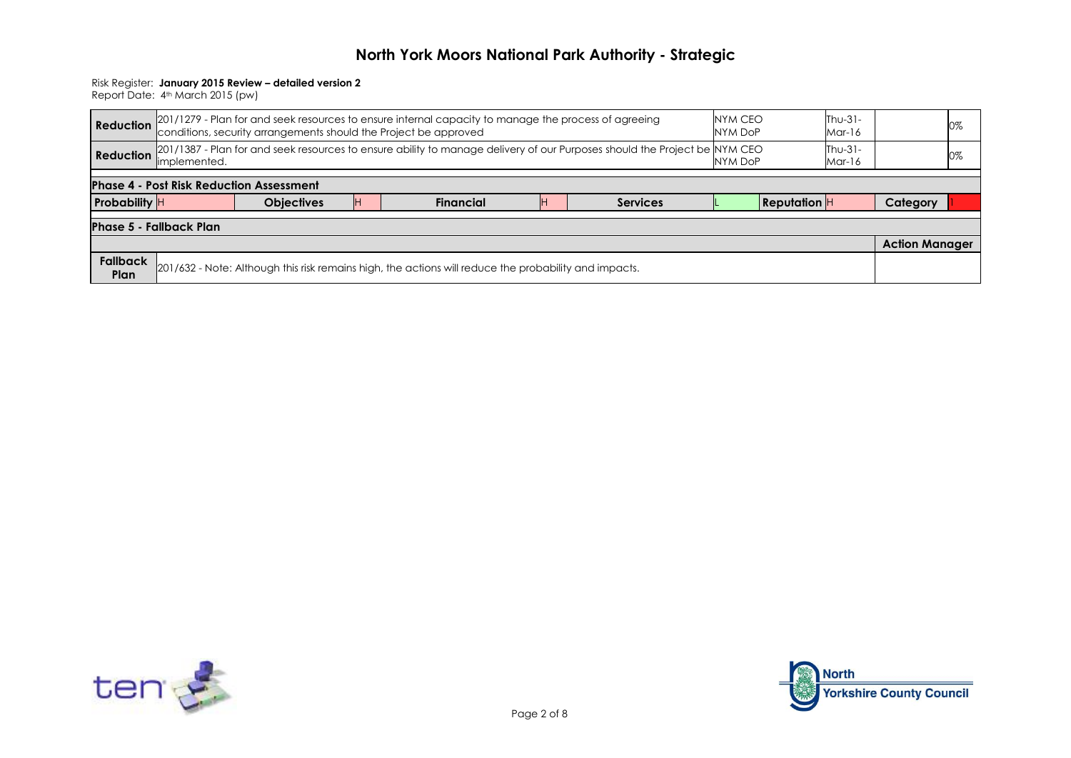# North York Moors National Park Authority - Strategic

Risk Register: **January 2015 Review – detailed version 2**
Report Date: 4th March 2015 (pw)

| | | | | |
|---|---|---|---|---|
| **Reduction** | 201/1279 - Plan for and seek resources to ensure internal capacity to manage the process of agreeing conditions, security arrangements should the Project be approved | NYM CEO NYM DoP | Thu-31-Mar-16 | 0% |
| **Reduction** | 201/1387 - Plan for and seek resources to ensure ability to manage delivery of our Purposes should the Project be implemented. | NYM CEO NYM DoP | Thu-31-Mar-16 | 0% |

**Phase 4 - Post Risk Reduction Assessment**

| **Probability** | **Objectives** | **Financial** | **Services** | **Reputation** | **Category** |
|---|---|---|---|---|---|
| H | H | H | L | H | 1 |

**Phase 5 - Fallback Plan**

| | | **Action Manager** |
|---|---|---|
| **Fallback Plan** | 201/632 - Note: Although this risk remains high, the actions will reduce the probability and impacts. | |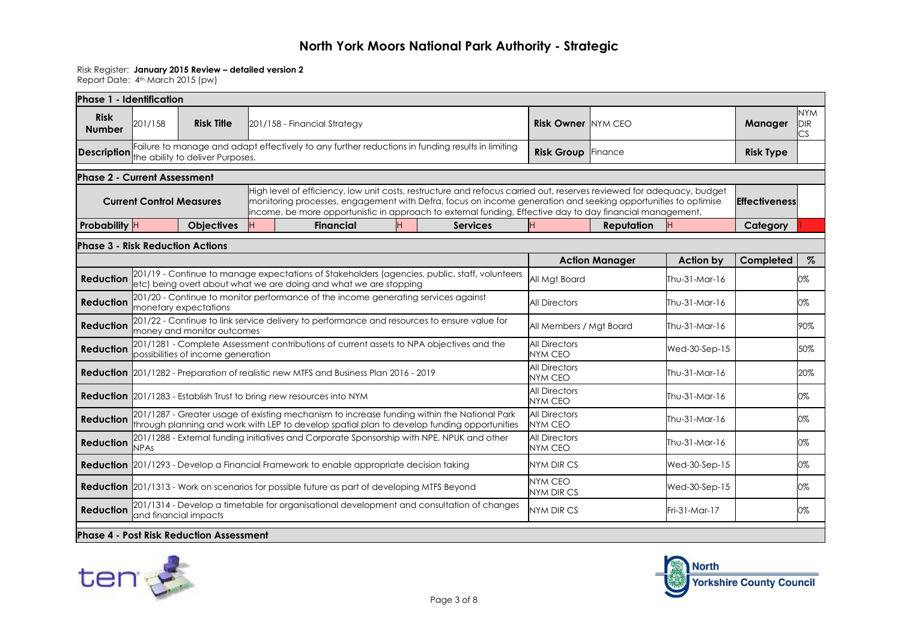# North York Moors National Park Authority - Strategic

Risk Register: **January 2015 Review – detailed version 2**
Report Date: 4th March 2015 (pw)

| **Phase 1 - Identification** | | | | | | | | | |
|---|---|---|---|---|---|---|---|---|---|
| **Risk Number** | 201/158 | **Risk Title** | 201/158 - Financial Strategy | | **Risk Owner** | NYM CEO | | **Manager** | NYM DIR CS |
| **Description** | Failure to manage and adapt effectively to any further reductions in funding results in limiting the ability to deliver Purposes. | | | | **Risk Group** | Finance | | **Risk Type** | |

| **Phase 2 - Current Assessment** | | | | | | | | | | | |
|---|---|---|---|---|---|---|---|---|---|---|---|
| **Current Control Measures** | | High level of efficiency, low unit costs, restructure and refocus carried out, reserves reviewed for adequacy, budget monitoring processes, engagement with Defra, focus on income generation and seeking opportunities to optimise income, be more opportunistic in approach to external funding, Effective day to day financial management, | | | | | | | | **Effectiveness** | |
| **Probability** | H | **Objectives** | H | **Financial** | H | **Services** | H | **Reputation** | H | **Category** | 1 |

| **Phase 3 - Risk Reduction Actions** | | | | | |
|---|---|---|---|---|---|
| | | **Action Manager** | **Action by** | **Completed** | **%** |
| **Reduction** | 201/19 - Continue to manage expectations of Stakeholders (agencies, public, staff, volunteers etc) being overt about what we are doing and what we are stopping | All Mgt Board | Thu-31-Mar-16 | | 0% |
| **Reduction** | 201/20 - Continue to monitor performance of the income generating services against monetary expectations | All Directors | Thu-31-Mar-16 | | 0% |
| **Reduction** | 201/22 - Continue to link service delivery to performance and resources to ensure value for money and monitor outcomes | All Members / Mgt Board | Thu-31-Mar-16 | | 90% |
| **Reduction** | 201/1281 - Complete Assessment contributions of current assets to NPA objectives and the possibilities of income generation | All Directors NYM CEO | Wed-30-Sep-15 | | 50% |
| **Reduction** | 201/1282 - Preparation of realistic new MTFS and Business Plan 2016 - 2019 | All Directors NYM CEO | Thu-31-Mar-16 | | 20% |
| **Reduction** | 201/1283 - Establish Trust to bring new resources into NYM | All Directors NYM CEO | Thu-31-Mar-16 | | 0% |
| **Reduction** | 201/1287 - Greater usage of existing mechanism to increase funding within the National Park through planning and work with LEP to develop spatial plan to develop funding opportunities | All Directors NYM CEO | Thu-31-Mar-16 | | 0% |
| **Reduction** | 201/1288 - External funding initiatives and Corporate Sponsorship with NPE, NPUK and other NPAs | All Directors NYM CEO | Thu-31-Mar-16 | | 0% |
| **Reduction** | 201/1293 - Develop a Financial Framework to enable appropriate decision taking | NYM DIR CS | Wed-30-Sep-15 | | 0% |
| **Reduction** | 201/1313 - Work on scenarios for possible future as part of developing MTFS Beyond | NYM CEO NYM DIR CS | Wed-30-Sep-15 | | 0% |
| **Reduction** | 201/1314 - Develop a timetable for organisational development and consultation of changes and financial impacts | NYM DIR CS | Fri-31-Mar-17 | | 0% |

**Phase 4 - Post Risk Reduction Assessment**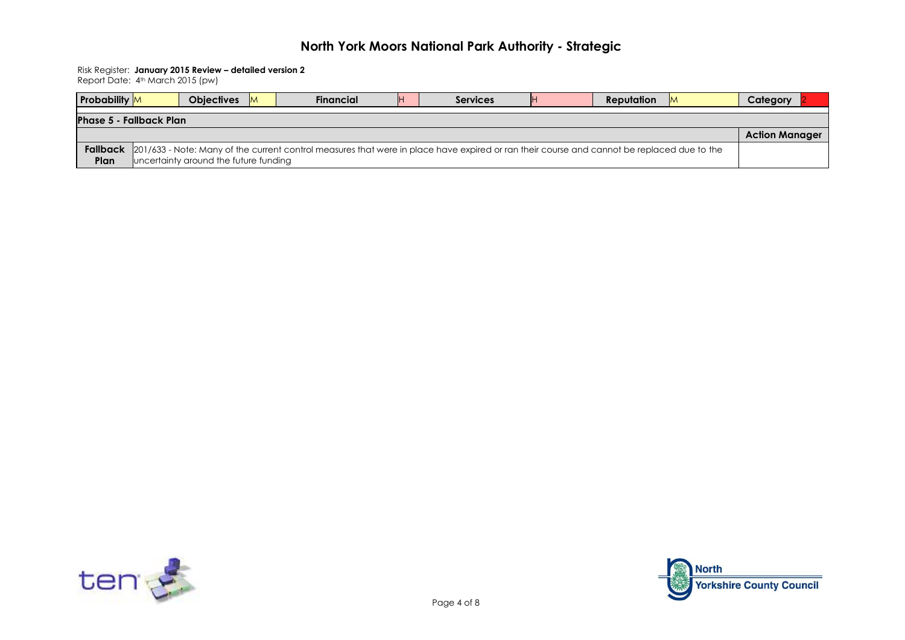# North York Moors National Park Authority - Strategic

Risk Register: **January 2015 Review – detailed version 2**
Report Date: 4th March 2015 (pw)

| Probability | M | Objectives | M | Financial | H | Services | H | Reputation | M | Category | 2 |
|---|---|---|---|---|---|---|---|---|---|---|---|

**Phase 5 - Fallback Plan**

| | | Action Manager |
|---|---|---|
| **Fallback Plan** | 201/633 - Note: Many of the current control measures that were in place have expired or ran their course and cannot be replaced due to the uncertainty around the future funding | |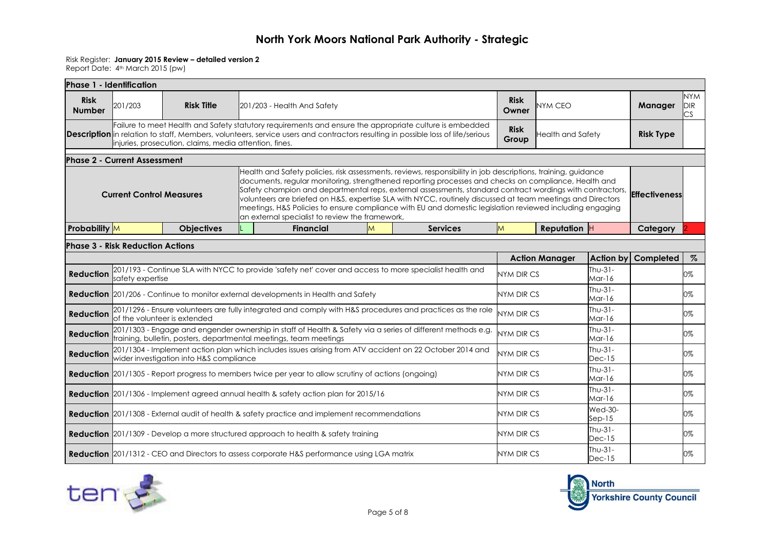# North York Moors National Park Authority - Strategic

Risk Register: **January 2015 Review – detailed version 2**
Report Date: 4th March 2015 (pw)

**Phase 1 - Identification**

| **Risk Number** | 201/203 | **Risk Title** | 201/203 - Health And Safety | **Risk Owner** | NYM CEO | **Manager** | NYM DIR CS |
|---|---|---|---|---|---|---|---|
| **Description** | Failure to meet Health and Safety statutory requirements and ensure the appropriate culture is embedded in relation to staff, Members, volunteers, service users and contractors resulting in possible loss of life/serious injuries, prosecution, claims, media attention, fines. | | | **Risk Group** | Health and Safety | **Risk Type** | |

**Phase 2 - Current Assessment**

| **Current Control Measures** | Health and Safety policies, risk assessments, reviews, responsibility in job descriptions, training, guidance documents, regular monitoring, strengthened reporting processes and checks on compliance, Health and Safety champion and departmental reps, external assessments, standard contract wordings with contractors, volunteers are briefed on H&S, expertise SLA with NYCC, routinely discussed at team meetings and Directors meetings, H&S Policies to ensure compliance with EU and domestic legislation reviewed including engaging an external specialist to review the framework, | **Effectiveness** | |
|---|---|---|---|

| **Probability** | M | **Objectives** | L | **Financial** | M | **Services** | M | **Reputation** | H | **Category** | 2 |
|---|---|---|---|---|---|---|---|---|---|---|---|

**Phase 3 - Risk Reduction Actions**

| | | **Action Manager** | **Action by** | **Completed** | **%** |
|---|---|---|---|---|---|
| **Reduction** | 201/193 - Continue SLA with NYCC to provide 'safety net' cover and access to more specialist health and safety expertise | NYM DIR CS | Thu-31-Mar-16 | | 0% |
| **Reduction** | 201/206 - Continue to monitor external developments in Health and Safety | NYM DIR CS | Thu-31-Mar-16 | | 0% |
| **Reduction** | 201/1296 - Ensure volunteers are fully integrated and comply with H&S procedures and practices as the role of the volunteer is extended | NYM DIR CS | Thu-31-Mar-16 | | 0% |
| **Reduction** | 201/1303 - Engage and engender ownership in staff of Health & Safety via a series of different methods e.g. training, bulletin, posters, departmental meetings, team meetings | NYM DIR CS | Thu-31-Mar-16 | | 0% |
| **Reduction** | 201/1304 - Implement action plan which includes issues arising from ATV accident on 22 October 2014 and wider investigation into H&S compliance | NYM DIR CS | Thu-31-Dec-15 | | 0% |
| **Reduction** | 201/1305 - Report progress to members twice per year to allow scrutiny of actions (ongoing) | NYM DIR CS | Thu-31-Mar-16 | | 0% |
| **Reduction** | 201/1306 - Implement agreed annual health & safety action plan for 2015/16 | NYM DIR CS | Thu-31-Mar-16 | | 0% |
| **Reduction** | 201/1308 - External audit of health & safety practice and implement recommendations | NYM DIR CS | Wed-30-Sep-15 | | 0% |
| **Reduction** | 201/1309 - Develop a more structured approach to health & safety training | NYM DIR CS | Thu-31-Dec-15 | | 0% |
| **Reduction** | 201/1312 - CEO and Directors to assess corporate H&S performance using LGA matrix | NYM DIR CS | Thu-31-Dec-15 | | 0% |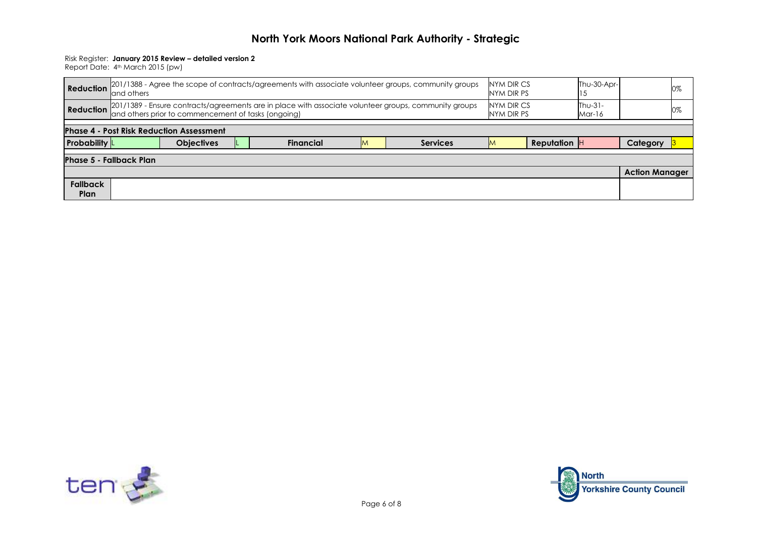# North York Moors National Park Authority - Strategic

Risk Register: **January 2015 Review – detailed version 2**
Report Date: 4th March 2015 (pw)

| | | | | |
|---|---|---|---|---|
| **Reduction** | 201/1388 - Agree the scope of contracts/agreements with associate volunteer groups, community groups and others | NYM DIR CS NYM DIR PS | Thu-30-Apr-15 | 0% |
| **Reduction** | 201/1389 - Ensure contracts/agreements are in place with associate volunteer groups, community groups and others prior to commencement of tasks (ongoing) | NYM DIR CS NYM DIR PS | Thu-31-Mar-16 | 0% |

**Phase 4 - Post Risk Reduction Assessment**

| **Probability** | L | **Objectives** | L | **Financial** | M | **Services** | M | **Reputation** | H | **Category** | 3 |
|---|---|---|---|---|---|---|---|---|---|---|---|

**Phase 5 - Fallback Plan**

| | | **Action Manager** |
|---|---|---|
| **Fallback Plan** | | |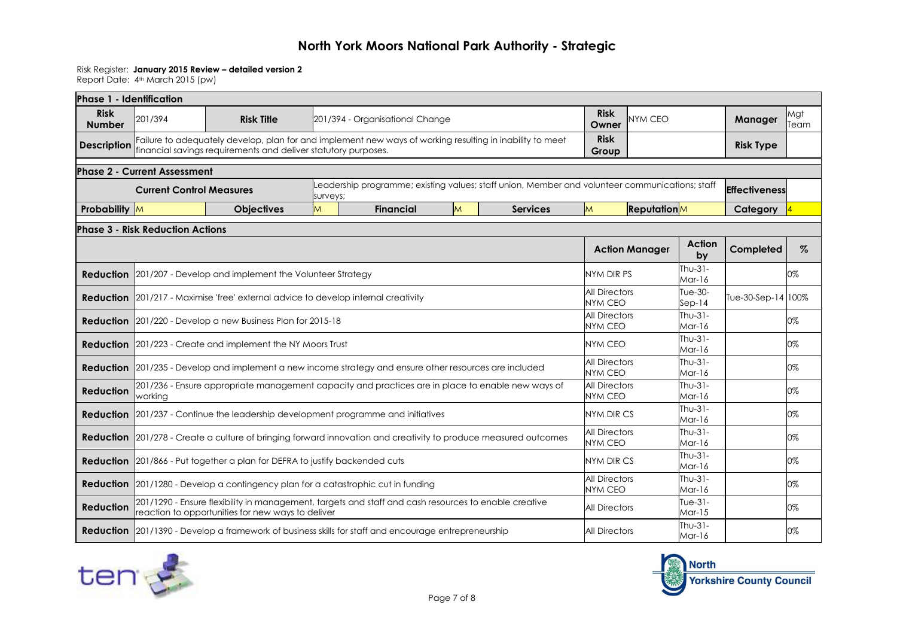# North York Moors National Park Authority - Strategic

Risk Register: **January 2015 Review – detailed version 2**
Report Date: 4th March 2015 (pw)

| **Phase 1 - Identification** | | | | | | | | | | | |
|---|---|---|---|---|---|---|---|---|---|---|---|
| **Risk Number** | 201/394 | **Risk Title** | 201/394 - Organisational Change | | | | **Risk Owner** | NYM CEO | | **Manager** | Mgt Team |
| **Description** | Failure to adequately develop, plan for and implement new ways of working resulting in inability to meet financial savings requirements and deliver statutory purposes. | | | | | | **Risk Group** | | | **Risk Type** | |
| **Phase 2 - Current Assessment** | | | | | | | | | | | |
| **Current Control Measures** | | | Leadership programme; existing values; staff union, Member and volunteer communications; staff surveys; | | | | | | | **Effectiveness** | |
| **Probability** | M | **Objectives** | M | **Financial** | M | **Services** | M | **Reputation** | M | **Category** | 4 |

**Phase 3 - Risk Reduction Actions**

| | | **Action Manager** | **Action by** | **Completed** | **%** |
|---|---|---|---|---|---|
| **Reduction** | 201/207 - Develop and implement the Volunteer Strategy | NYM DIR PS | Thu-31-Mar-16 | | 0% |
| **Reduction** | 201/217 - Maximise 'free' external advice to develop internal creativity | All Directors NYM CEO | Tue-30-Sep-14 | Tue-30-Sep-14 | 100% |
| **Reduction** | 201/220 - Develop a new Business Plan for 2015-18 | All Directors NYM CEO | Thu-31-Mar-16 | | 0% |
| **Reduction** | 201/223 - Create and implement the NY Moors Trust | NYM CEO | Thu-31-Mar-16 | | 0% |
| **Reduction** | 201/235 - Develop and implement a new income strategy and ensure other resources are included | All Directors NYM CEO | Thu-31-Mar-16 | | 0% |
| **Reduction** | 201/236 - Ensure appropriate management capacity and practices are in place to enable new ways of working | All Directors NYM CEO | Thu-31-Mar-16 | | 0% |
| **Reduction** | 201/237 - Continue the leadership development programme and initiatives | NYM DIR CS | Thu-31-Mar-16 | | 0% |
| **Reduction** | 201/278 - Create a culture of bringing forward innovation and creativity to produce measured outcomes | All Directors NYM CEO | Thu-31-Mar-16 | | 0% |
| **Reduction** | 201/866 - Put together a plan for DEFRA to justify backended cuts | NYM DIR CS | Thu-31-Mar-16 | | 0% |
| **Reduction** | 201/1280 - Develop a contingency plan for a catastrophic cut in funding | All Directors NYM CEO | Thu-31-Mar-16 | | 0% |
| **Reduction** | 201/1290 - Ensure flexibility in management, targets and staff and cash resources to enable creative reaction to opportunities for new ways to deliver | All Directors | Tue-31-Mar-15 | | 0% |
| **Reduction** | 201/1390 - Develop a framework of business skills for staff and encourage entrepreneurship | All Directors | Thu-31-Mar-16 | | 0% |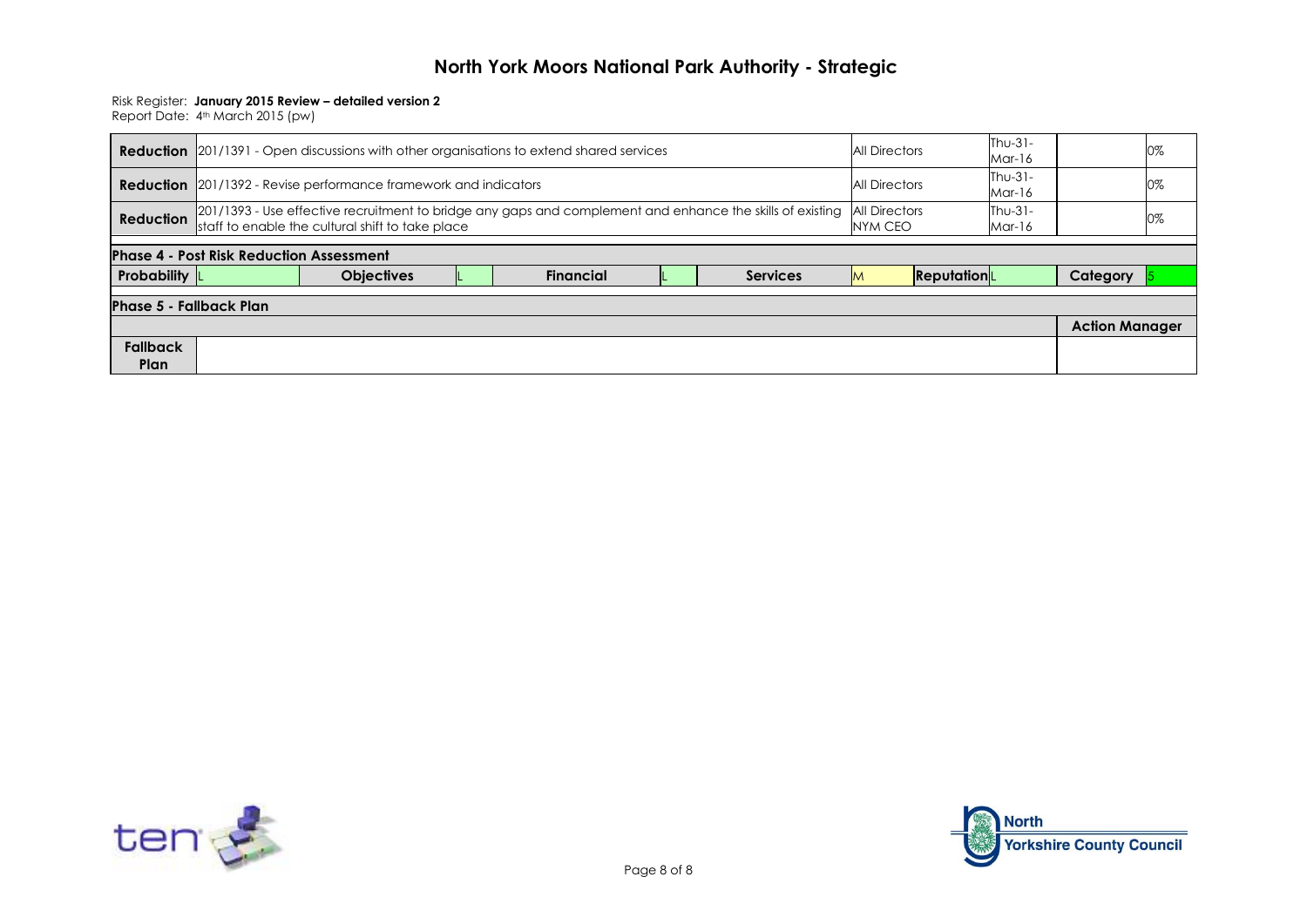# North York Moors National Park Authority - Strategic

Risk Register: **January 2015 Review – detailed version 2**
Report Date: 4th March 2015 (pw)

| | | | | |
|---|---|---|---|---|
| **Reduction** | 201/1391 - Open discussions with other organisations to extend shared services | All Directors | Thu-31-Mar-16 | 0% |
| **Reduction** | 201/1392 - Revise performance framework and indicators | All Directors | Thu-31-Mar-16 | 0% |
| **Reduction** | 201/1393 - Use effective recruitment to bridge any gaps and complement and enhance the skills of existing staff to enable the cultural shift to take place | All Directors NYM CEO | Thu-31-Mar-16 | 0% |

**Phase 4 - Post Risk Reduction Assessment**

| Probability | | Objectives | | Financial | | Services | | Reputation | | Category | |
|---|---|---|---|---|---|---|---|---|---|---|---|
| | L | | L | | L | | M | | L | | 5 |

**Phase 5 - Fallback Plan**

| | Action Manager |
|---|---|
| **Fallback Plan** | |